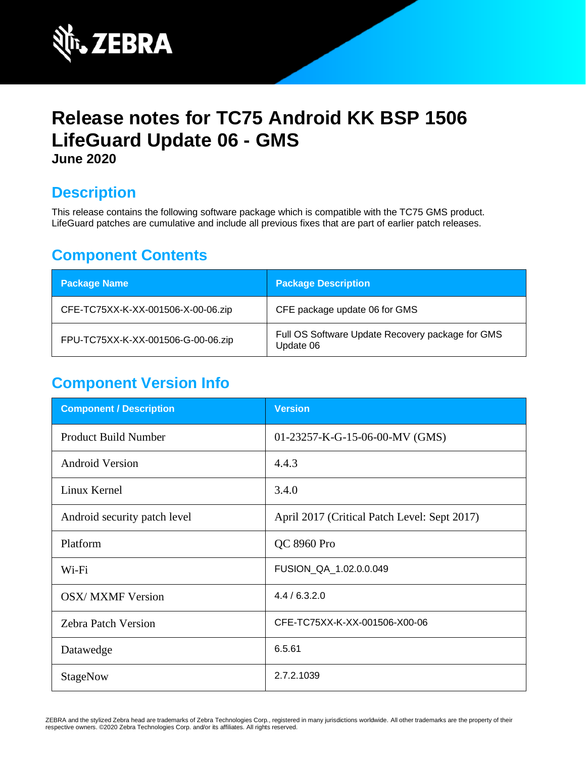# Release notes for TC75 Android KK BSP 1506 LifeGuard Update 06 - GMS

**June 2020**

## Description

This release contains the following software package which is compatible with the TC75 GMS product. LifeGuard patches are cumulative and include all previous fixes that are part of earlier patch releases.

## Component Contents

| Package Name | Package Description |
|---|---|
| CFE-TC75XX-K-XX-001506-X-00-06.zip | CFE package update 06 for GMS |
| FPU-TC75XX-K-XX-001506-G-00-06.zip | Full OS Software Update Recovery package for GMS Update 06 |

## Component Version Info

| Component / Description | Version |
|---|---|
| Product Build Number | 01-23257-K-G-15-06-00-MV (GMS) |
| Android Version | 4.4.3 |
| Linux Kernel | 3.4.0 |
| Android security patch level | April 2017 (Critical Patch Level: Sept 2017) |
| Platform | QC 8960 Pro |
| Wi-Fi | FUSION_QA_1.02.0.0.049 |
| OSX/ MXMF Version | 4.4 / 6.3.2.0 |
| Zebra Patch Version | CFE-TC75XX-K-XX-001506-X00-06 |
| Datawedge | 6.5.61 |
| StageNow | 2.7.2.1039 |

ZEBRA and the stylized Zebra head are trademarks of Zebra Technologies Corp., registered in many jurisdictions worldwide. All other trademarks are the property of their respective owners. ©2020 Zebra Technologies Corp. and/or its affiliates. All rights reserved.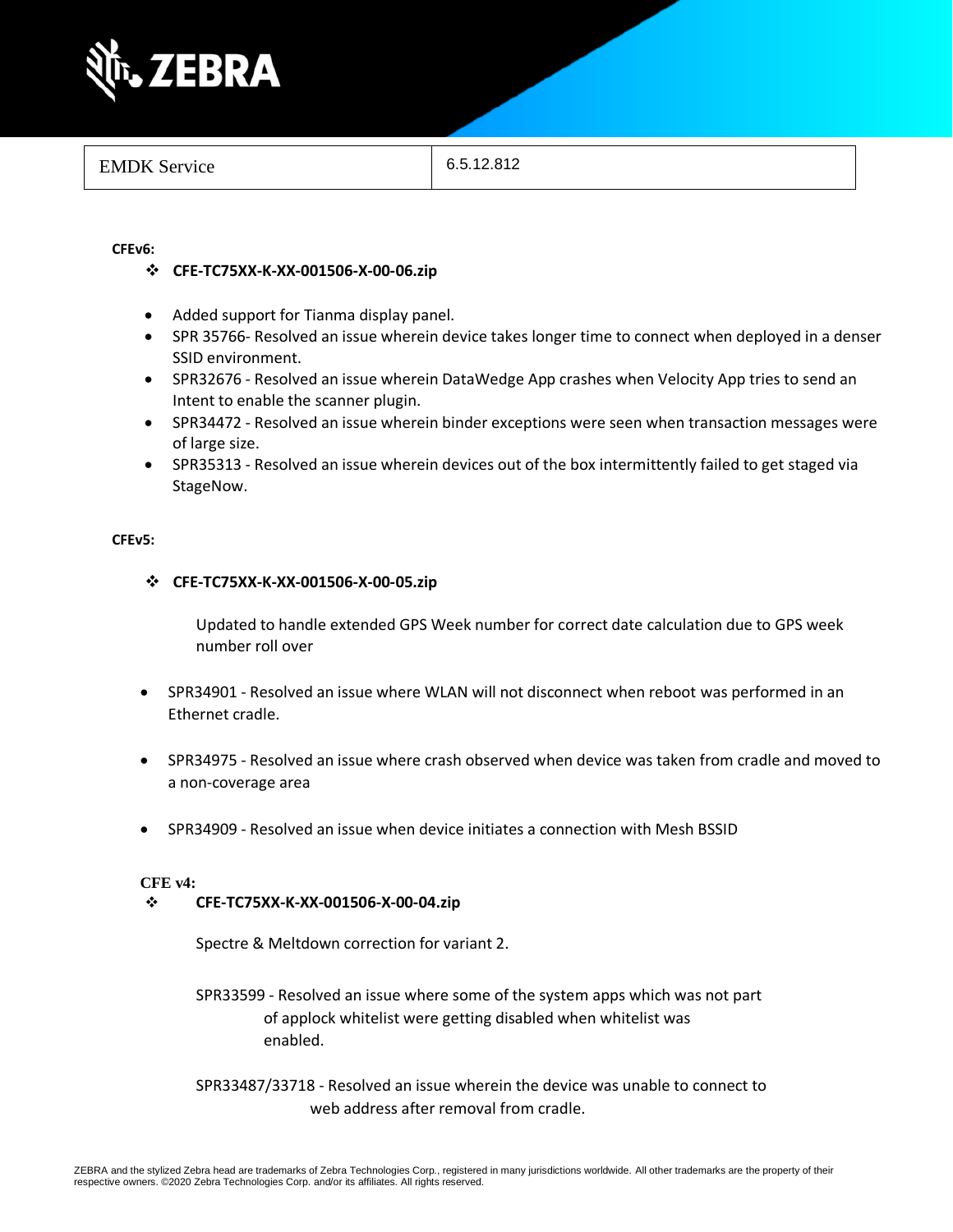| EMDK Service | 6.5.12.812 |
| --- | --- |

**CFEv6:**

- **CFE-TC75XX-K-XX-001506-X-00-06.zip**

- Added support for Tianma display panel.
- SPR 35766- Resolved an issue wherein device takes longer time to connect when deployed in a denser SSID environment.
- SPR32676 - Resolved an issue wherein DataWedge App crashes when Velocity App tries to send an Intent to enable the scanner plugin.
- SPR34472 - Resolved an issue wherein binder exceptions were seen when transaction messages were of large size.
- SPR35313 - Resolved an issue wherein devices out of the box intermittently failed to get staged via StageNow.

**CFEv5:**

- **CFE-TC75XX-K-XX-001506-X-00-05.zip**

Updated to handle extended GPS Week number for correct date calculation due to GPS week number roll over

- SPR34901 - Resolved an issue where WLAN will not disconnect when reboot was performed in an Ethernet cradle.
- SPR34975 - Resolved an issue where crash observed when device was taken from cradle and moved to a non-coverage area
- SPR34909 - Resolved an issue when device initiates a connection with Mesh BSSID

**CFE v4:**

- **CFE-TC75XX-K-XX-001506-X-00-04.zip**

Spectre & Meltdown correction for variant 2.

SPR33599 - Resolved an issue where some of the system apps which was not part of applock whitelist were getting disabled when whitelist was enabled.

SPR33487/33718 - Resolved an issue wherein the device was unable to connect to web address after removal from cradle.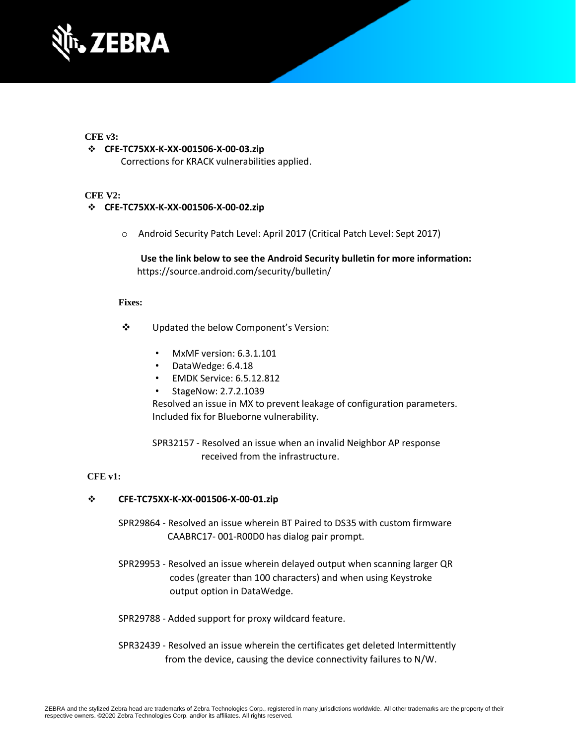**CFE v3:**

- **CFE-TC75XX-K-XX-001506-X-00-03.zip**

  Corrections for KRACK vulnerabilities applied.

**CFE V2:**

- **CFE-TC75XX-K-XX-001506-X-00-02.zip**

  - Android Security Patch Level: April 2017 (Critical Patch Level: Sept 2017)

    **Use the link below to see the Android Security bulletin for more information:**
    https://source.android.com/security/bulletin/

  **Fixes:**

  - Updated the below Component's Version:

    - MxMF version: 6.3.1.101
    - DataWedge: 6.4.18
    - EMDK Service: 6.5.12.812
    - StageNow: 2.7.2.1039

    Resolved an issue in MX to prevent leakage of configuration parameters.
    Included fix for Blueborne vulnerability.

    SPR32157 - Resolved an issue when an invalid Neighbor AP response received from the infrastructure.

**CFE v1:**

- **CFE-TC75XX-K-XX-001506-X-00-01.zip**

  SPR29864 - Resolved an issue wherein BT Paired to DS35 with custom firmware CAABRC17- 001-R00D0 has dialog pair prompt.

  SPR29953 - Resolved an issue wherein delayed output when scanning larger QR codes (greater than 100 characters) and when using Keystroke output option in DataWedge.

  SPR29788 - Added support for proxy wildcard feature.

  SPR32439 - Resolved an issue wherein the certificates get deleted Intermittently from the device, causing the device connectivity failures to N/W.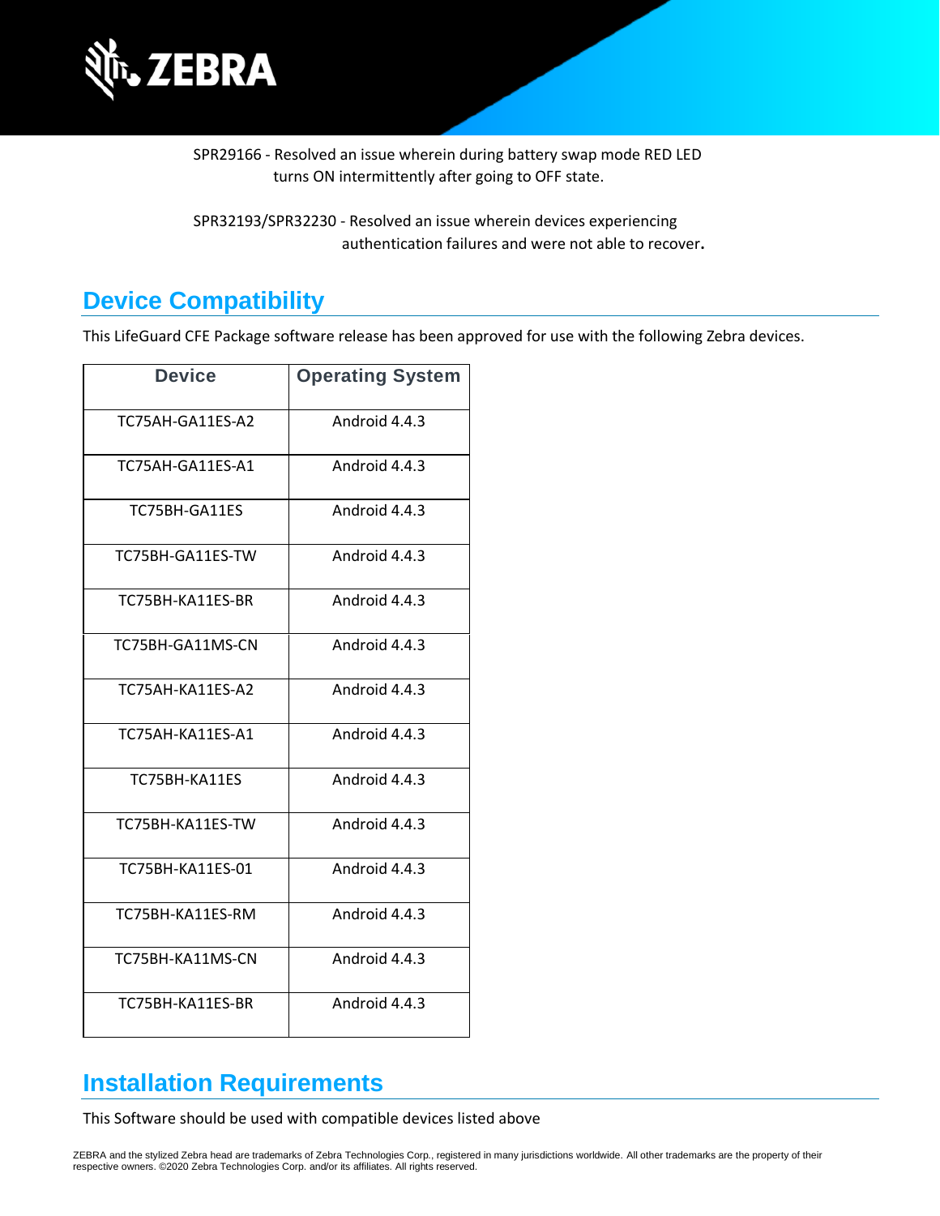SPR29166 - Resolved an issue wherein during battery swap mode RED LED turns ON intermittently after going to OFF state.

SPR32193/SPR32230 - Resolved an issue wherein devices experiencing authentication failures and were not able to recover.

## Device Compatibility

This LifeGuard CFE Package software release has been approved for use with the following Zebra devices.

| Device | Operating System |
|---|---|
| TC75AH-GA11ES-A2 | Android 4.4.3 |
| TC75AH-GA11ES-A1 | Android 4.4.3 |
| TC75BH-GA11ES | Android 4.4.3 |
| TC75BH-GA11ES-TW | Android 4.4.3 |
| TC75BH-KA11ES-BR | Android 4.4.3 |
| TC75BH-GA11MS-CN | Android 4.4.3 |
| TC75AH-KA11ES-A2 | Android 4.4.3 |
| TC75AH-KA11ES-A1 | Android 4.4.3 |
| TC75BH-KA11ES | Android 4.4.3 |
| TC75BH-KA11ES-TW | Android 4.4.3 |
| TC75BH-KA11ES-01 | Android 4.4.3 |
| TC75BH-KA11ES-RM | Android 4.4.3 |
| TC75BH-KA11MS-CN | Android 4.4.3 |
| TC75BH-KA11ES-BR | Android 4.4.3 |

## Installation Requirements

This Software should be used with compatible devices listed above

ZEBRA and the stylized Zebra head are trademarks of Zebra Technologies Corp., registered in many jurisdictions worldwide. All other trademarks are the property of their respective owners. ©2020 Zebra Technologies Corp. and/or its affiliates. All rights reserved.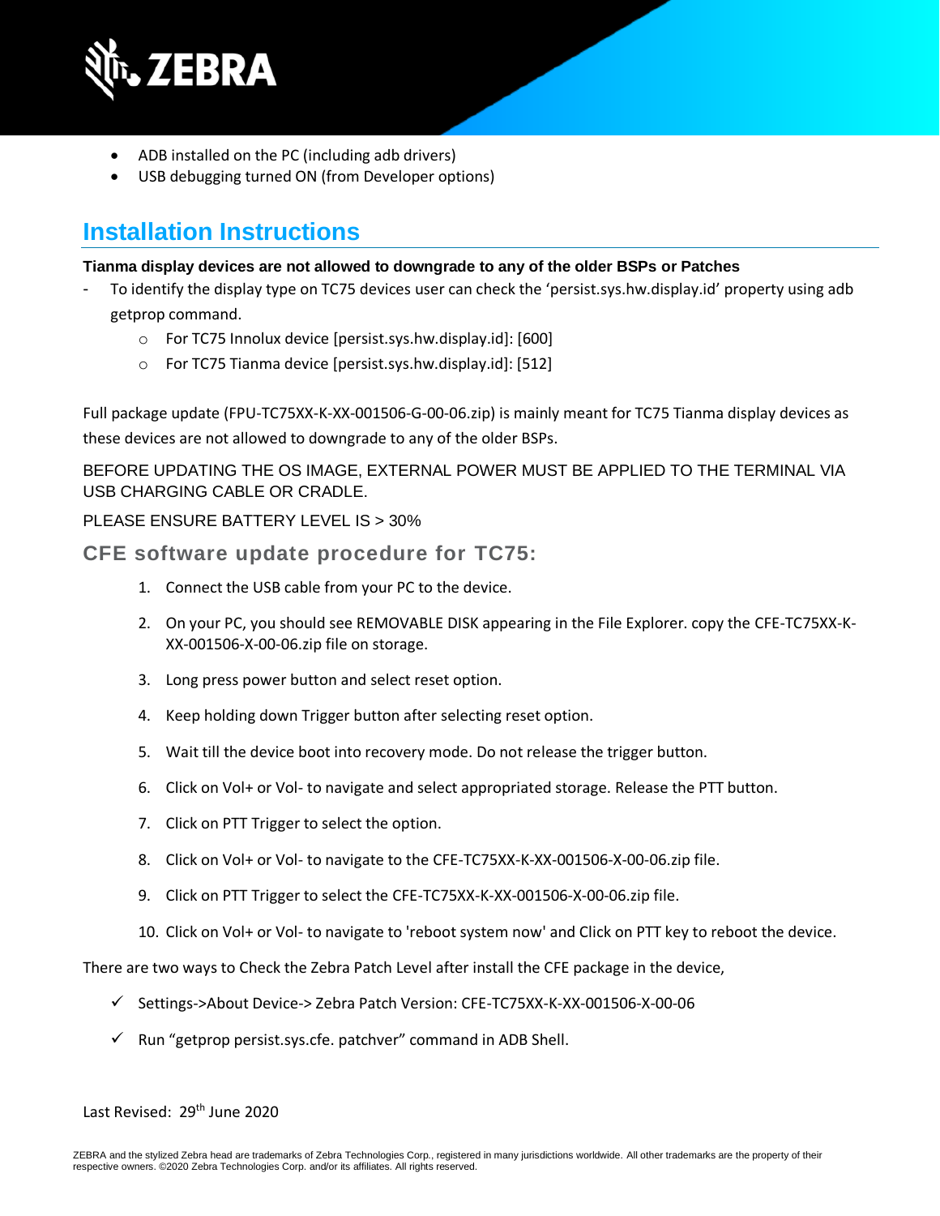- ADB installed on the PC (including adb drivers)
- USB debugging turned ON (from Developer options)

## Installation Instructions

**Tianma display devices are not allowed to downgrade to any of the older BSPs or Patches**

- To identify the display type on TC75 devices user can check the 'persist.sys.hw.display.id' property using adb getprop command.
  - For TC75 Innolux device [persist.sys.hw.display.id]: [600]
  - For TC75 Tianma device [persist.sys.hw.display.id]: [512]

Full package update (FPU-TC75XX-K-XX-001506-G-00-06.zip) is mainly meant for TC75 Tianma display devices as these devices are not allowed to downgrade to any of the older BSPs.

BEFORE UPDATING THE OS IMAGE, EXTERNAL POWER MUST BE APPLIED TO THE TERMINAL VIA USB CHARGING CABLE OR CRADLE.

PLEASE ENSURE BATTERY LEVEL IS > 30%

### CFE software update procedure for TC75:

1. Connect the USB cable from your PC to the device.
2. On your PC, you should see REMOVABLE DISK appearing in the File Explorer. copy the CFE-TC75XX-K-XX-001506-X-00-06.zip file on storage.
3. Long press power button and select reset option.
4. Keep holding down Trigger button after selecting reset option.
5. Wait till the device boot into recovery mode. Do not release the trigger button.
6. Click on Vol+ or Vol- to navigate and select appropriated storage. Release the PTT button.
7. Click on PTT Trigger to select the option.
8. Click on Vol+ or Vol- to navigate to the CFE-TC75XX-K-XX-001506-X-00-06.zip file.
9. Click on PTT Trigger to select the CFE-TC75XX-K-XX-001506-X-00-06.zip file.
10. Click on Vol+ or Vol- to navigate to 'reboot system now' and Click on PTT key to reboot the device.

There are two ways to Check the Zebra Patch Level after install the CFE package in the device,

- ✓ Settings->About Device-> Zebra Patch Version: CFE-TC75XX-K-XX-001506-X-00-06
- ✓ Run "getprop persist.sys.cfe. patchver" command in ADB Shell.

Last Revised: 29th June 2020

ZEBRA and the stylized Zebra head are trademarks of Zebra Technologies Corp., registered in many jurisdictions worldwide. All other trademarks are the property of their respective owners. ©2020 Zebra Technologies Corp. and/or its affiliates. All rights reserved.